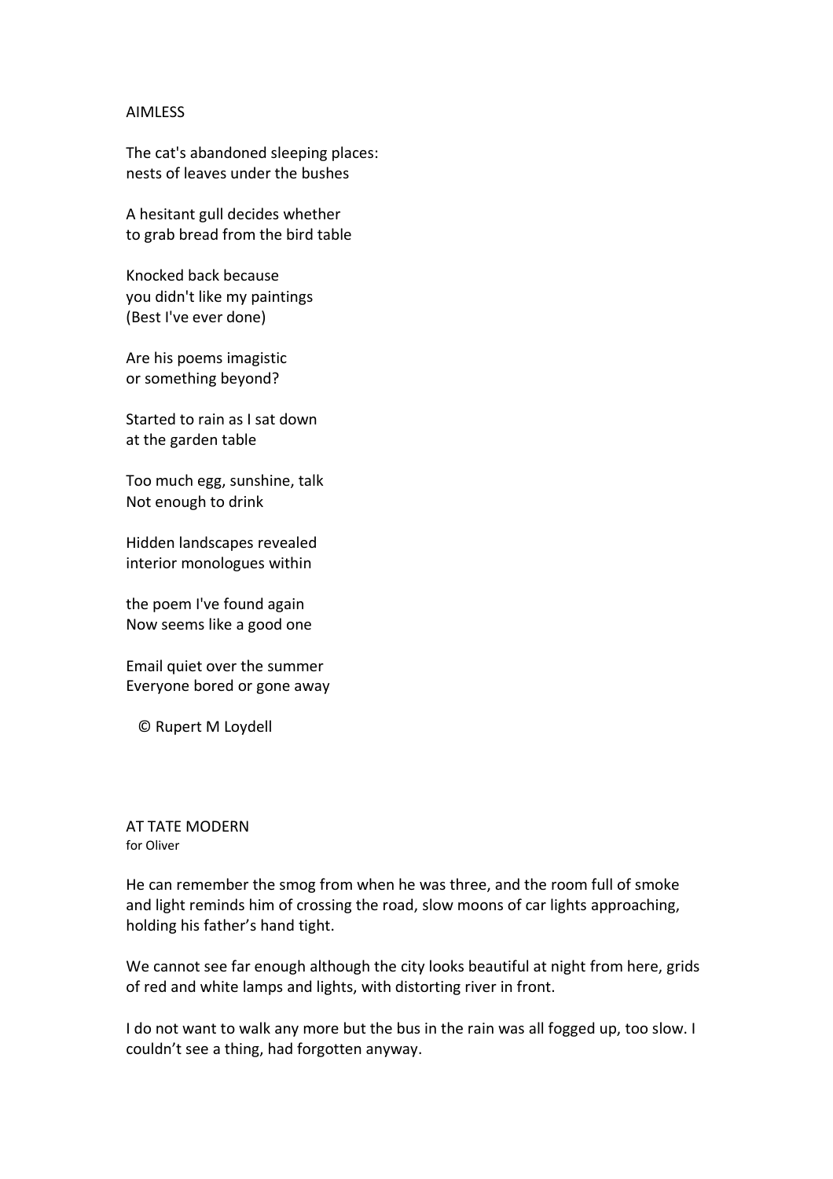AIMLESS

The cat's abandoned sleeping places:
nests of leaves under the bushes

A hesitant gull decides whether
to grab bread from the bird table

Knocked back because
you didn't like my paintings
(Best I've ever done)

Are his poems imagistic
or something beyond?

Started to rain as I sat down
at the garden table

Too much egg, sunshine, talk
Not enough to drink

Hidden landscapes revealed
interior monologues within

the poem I've found again
Now seems like a good one

Email quiet over the summer
Everyone bored or gone away

© Rupert M Loydell

AT TATE MODERN
for Oliver

He can remember the smog from when he was three, and the room full of smoke and light reminds him of crossing the road, slow moons of car lights approaching, holding his father's hand tight.

We cannot see far enough although the city looks beautiful at night from here, grids of red and white lamps and lights, with distorting river in front.

I do not want to walk any more but the bus in the rain was all fogged up, too slow. I couldn't see a thing, had forgotten anyway.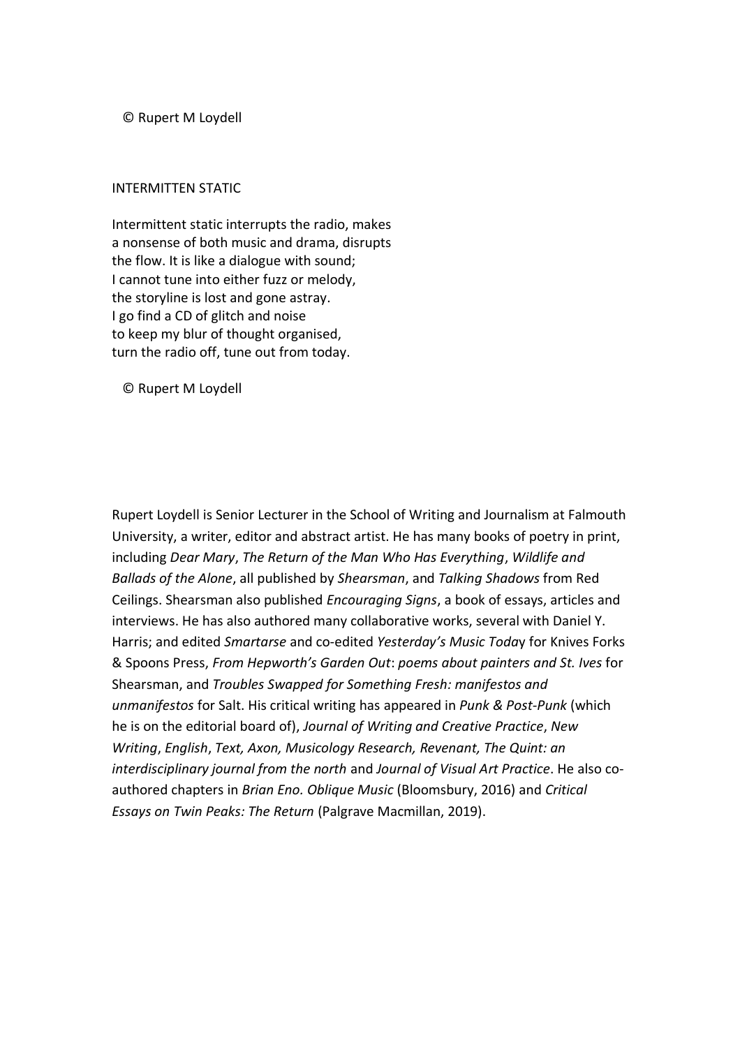© Rupert M Loydell

INTERMITTEN STATIC

Intermittent static interrupts the radio, makes  
a nonsense of both music and drama, disrupts  
the flow. It is like a dialogue with sound;  
I cannot tune into either fuzz or melody,  
the storyline is lost and gone astray.  
I go find a CD of glitch and noise  
to keep my blur of thought organised,  
turn the radio off, tune out from today.

© Rupert M Loydell

Rupert Loydell is Senior Lecturer in the School of Writing and Journalism at Falmouth University, a writer, editor and abstract artist. He has many books of poetry in print, including *Dear Mary*, *The Return of the Man Who Has Everything*, *Wildlife and Ballads of the Alone*, all published by *Shearsman*, and *Talking Shadows* from Red Ceilings. Shearsman also published *Encouraging Signs*, a book of essays, articles and interviews. He has also authored many collaborative works, several with Daniel Y. Harris; and edited *Smartarse* and co-edited *Yesterday's Music Today* for Knives Forks & Spoons Press, *From Hepworth's Garden Out*: *poems about painters and St. Ives* for Shearsman, and *Troubles Swapped for Something Fresh: manifestos and unmanifestos* for Salt. His critical writing has appeared in *Punk & Post-Punk* (which he is on the editorial board of), *Journal of Writing and Creative Practice*, *New Writing*, *English*, *Text, Axon, Musicology Research, Revenant, The Quint: an interdisciplinary journal from the north* and *Journal of Visual Art Practice*. He also co-authored chapters in *Brian Eno. Oblique Music* (Bloomsbury, 2016) and *Critical Essays on Twin Peaks: The Return* (Palgrave Macmillan, 2019).